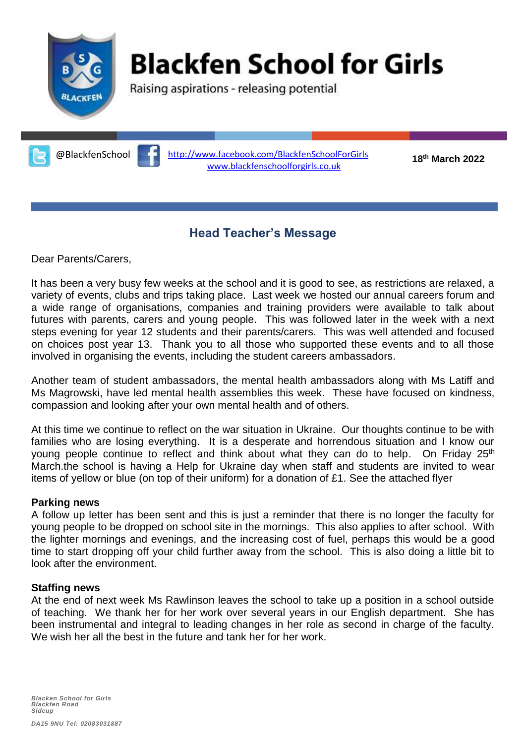# Blackfen School for Girls

Raising aspirations - releasing potential

@BlackfenSchool [http://www.facebook.com/BlackfenSchoolForGirls](http://www.facebook.com/BlackfenSchoolForGirls)
[www.blackfenschoolforgirls.co.uk](http://www.blackfenschoolforgirls.co.uk)

**18th March 2022**

## Head Teacher's Message

Dear Parents/Carers,

It has been a very busy few weeks at the school and it is good to see, as restrictions are relaxed, a variety of events, clubs and trips taking place. Last week we hosted our annual careers forum and a wide range of organisations, companies and training providers were available to talk about futures with parents, carers and young people. This was followed later in the week with a next steps evening for year 12 students and their parents/carers. This was well attended and focused on choices post year 13. Thank you to all those who supported these events and to all those involved in organising the events, including the student careers ambassadors.

Another team of student ambassadors, the mental health ambassadors along with Ms Latiff and Ms Magrowski, have led mental health assemblies this week. These have focused on kindness, compassion and looking after your own mental health and of others.

At this time we continue to reflect on the war situation in Ukraine. Our thoughts continue to be with families who are losing everything. It is a desperate and horrendous situation and I know our young people continue to reflect and think about what they can do to help. On Friday 25th March.the school is having a Help for Ukraine day when staff and students are invited to wear items of yellow or blue (on top of their uniform) for a donation of £1. See the attached flyer

**Parking news**

A follow up letter has been sent and this is just a reminder that there is no longer the faculty for young people to be dropped on school site in the mornings. This also applies to after school. With the lighter mornings and evenings, and the increasing cost of fuel, perhaps this would be a good time to start dropping off your child further away from the school. This is also doing a little bit to look after the environment.

**Staffing news**

At the end of next week Ms Rawlinson leaves the school to take up a position in a school outside of teaching. We thank her for her work over several years in our English department. She has been instrumental and integral to leading changes in her role as second in charge of the faculty. We wish her all the best in the future and tank her for her work.

*Blacken School for Girls*
*Blackfen Road*
*Sidcup*

*DA15 9NU Tel: 02083031887*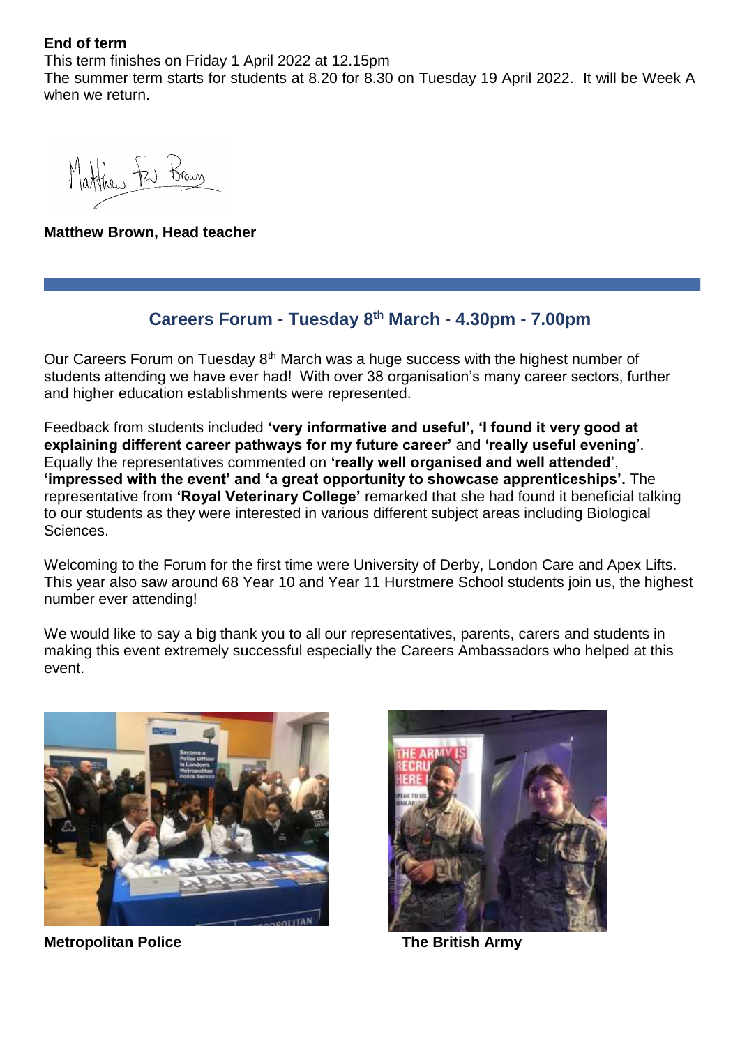**End of term**

This term finishes on Friday 1 April 2022 at 12.15pm

The summer term starts for students at 8.20 for 8.30 on Tuesday 19 April 2022. It will be Week A when we return.

**Matthew Brown, Head teacher**

## Careers Forum - Tuesday 8th March - 4.30pm - 7.00pm

Our Careers Forum on Tuesday 8th March was a huge success with the highest number of students attending we have ever had! With over 38 organisation's many career sectors, further and higher education establishments were represented.

Feedback from students included **'very informative and useful', 'I found it very good at explaining different career pathways for my future career'** and **'really useful evening'**. Equally the representatives commented on **'really well organised and well attended'**, **'impressed with the event' and 'a great opportunity to showcase apprenticeships'.** The representative from **'Royal Veterinary College'** remarked that she had found it beneficial talking to our students as they were interested in various different subject areas including Biological Sciences.

Welcoming to the Forum for the first time were University of Derby, London Care and Apex Lifts. This year also saw around 68 Year 10 and Year 11 Hurstmere School students join us, the highest number ever attending!

We would like to say a big thank you to all our representatives, parents, carers and students in making this event extremely successful especially the Careers Ambassadors who helped at this event.

**Metropolitan Police**

**The British Army**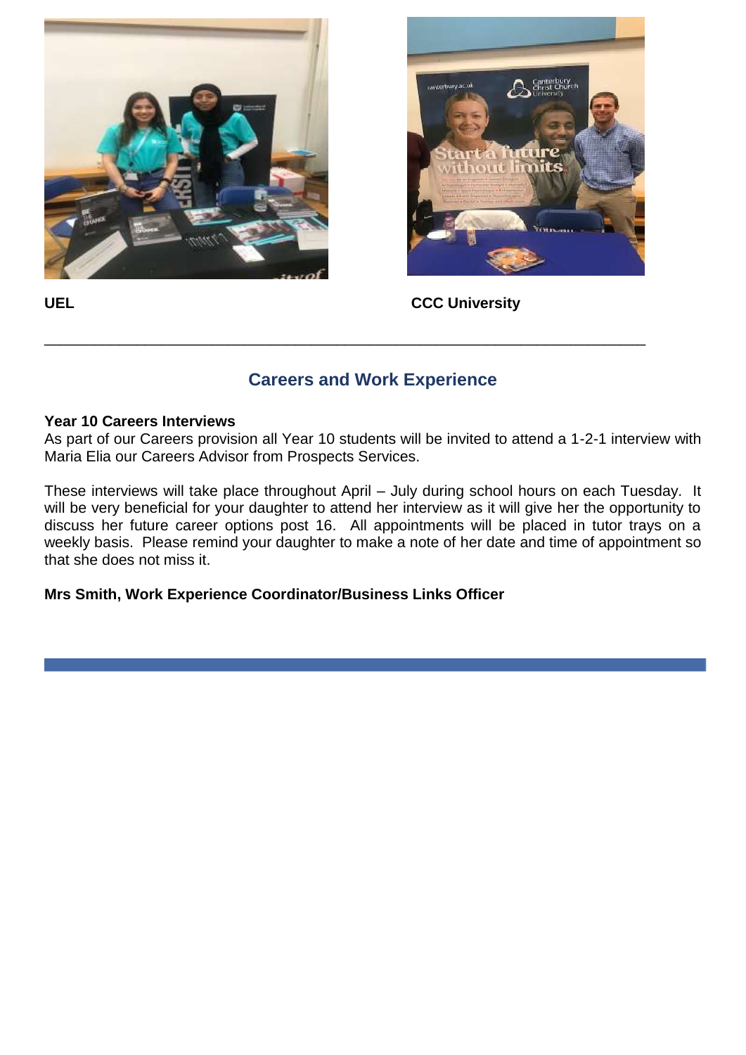**UEL**

**CCC University**

---

## Careers and Work Experience

**Year 10 Careers Interviews**

As part of our Careers provision all Year 10 students will be invited to attend a 1-2-1 interview with Maria Elia our Careers Advisor from Prospects Services.

These interviews will take place throughout April – July during school hours on each Tuesday. It will be very beneficial for your daughter to attend her interview as it will give her the opportunity to discuss her future career options post 16. All appointments will be placed in tutor trays on a weekly basis. Please remind your daughter to make a note of her date and time of appointment so that she does not miss it.

**Mrs Smith, Work Experience Coordinator/Business Links Officer**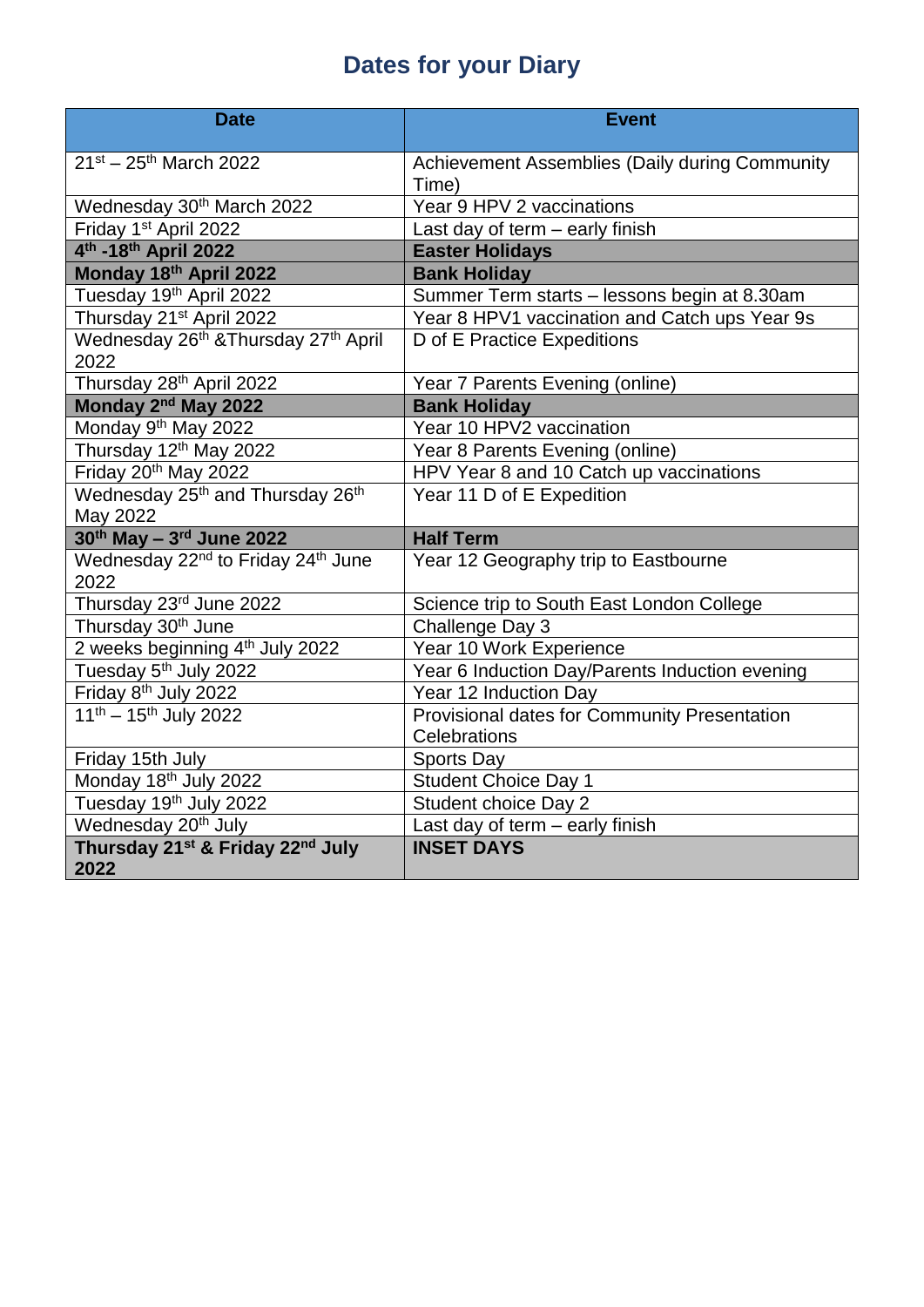# Dates for your Diary

| Date | Event |
|---|---|
| 21st – 25th March 2022 | Achievement Assemblies (Daily during Community Time) |
| Wednesday 30th March 2022 | Year 9 HPV 2 vaccinations |
| Friday 1st April 2022 | Last day of term – early finish |
| **4th -18th April 2022** | **Easter Holidays** |
| **Monday 18th April 2022** | **Bank Holiday** |
| Tuesday 19th April 2022 | Summer Term starts – lessons begin at 8.30am |
| Thursday 21st April 2022 | Year 8 HPV1 vaccination and Catch ups Year 9s |
| Wednesday 26th &Thursday 27th April 2022 | D of E Practice Expeditions |
| Thursday 28th April 2022 | Year 7 Parents Evening (online) |
| **Monday 2nd May 2022** | **Bank Holiday** |
| Monday 9th May 2022 | Year 10 HPV2 vaccination |
| Thursday 12th May 2022 | Year 8 Parents Evening (online) |
| Friday 20th May 2022 | HPV Year 8 and 10 Catch up vaccinations |
| Wednesday 25th and Thursday 26th May 2022 | Year 11 D of E Expedition |
| **30th May – 3rd June 2022** | **Half Term** |
| Wednesday 22nd to Friday 24th June 2022 | Year 12 Geography trip to Eastbourne |
| Thursday 23rd June 2022 | Science trip to South East London College |
| Thursday 30th June | Challenge Day 3 |
| 2 weeks beginning 4th July 2022 | Year 10 Work Experience |
| Tuesday 5th July 2022 | Year 6 Induction Day/Parents Induction evening |
| Friday 8th July 2022 | Year 12 Induction Day |
| 11th – 15th July 2022 | Provisional dates for Community Presentation Celebrations |
| Friday 15th July | Sports Day |
| Monday 18th July 2022 | Student Choice Day 1 |
| Tuesday 19th July 2022 | Student choice Day 2 |
| Wednesday 20th July | Last day of term – early finish |
| **Thursday 21st & Friday 22nd July 2022** | **INSET DAYS** |